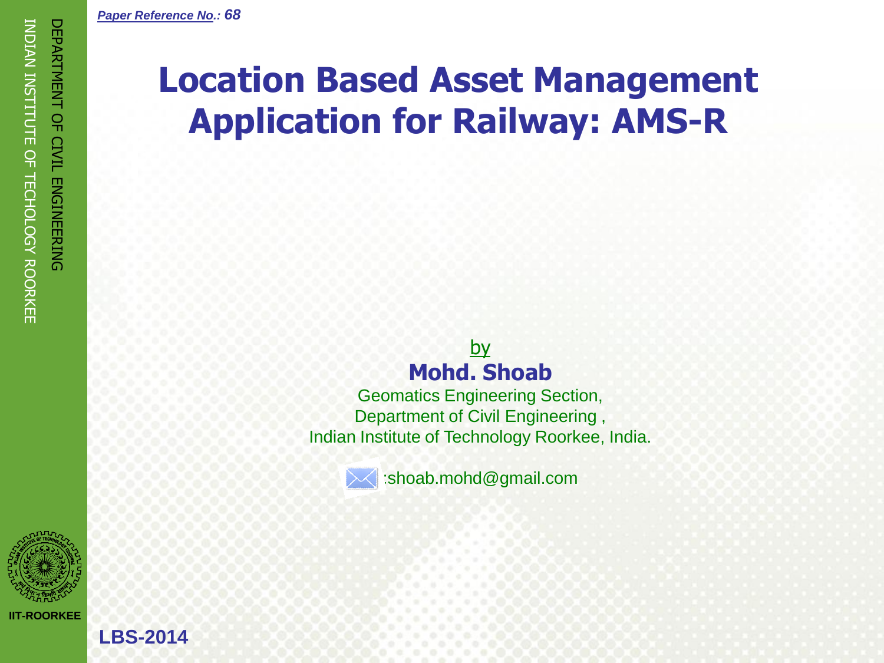*Paper Reference No.: 68*

# Location Based Asset Management Application for Railway: AMS-R

by

**Mohd. Shoab**

Geomatics Engineering Section,
Department of Civil Engineering ,
Indian Institute of Technology Roorkee, India.

:shoab.mohd@gmail.com

DEPARTMENT OF CIVIL ENGINEERING
INDIAN INSTITUTE OF TECHOLOGY ROORKEE

IIT-ROORKEE

LBS-2014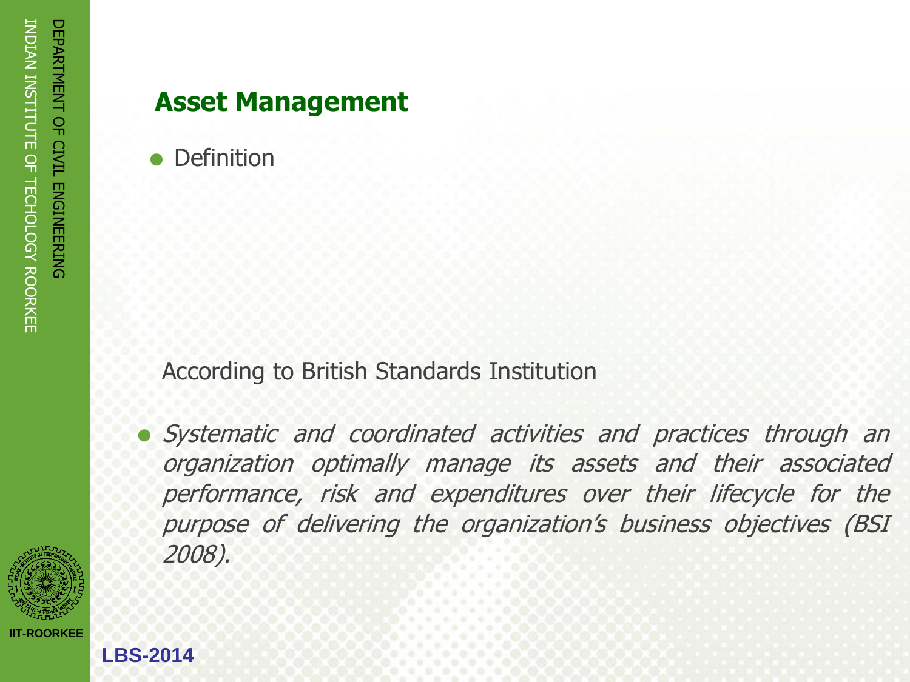## Asset Management

- Definition

According to British Standards Institution

- *Systematic and coordinated activities and practices through an organization optimally manage its assets and their associated performance, risk and expenditures over their lifecycle for the purpose of delivering the organization's business objectives (BSI 2008).*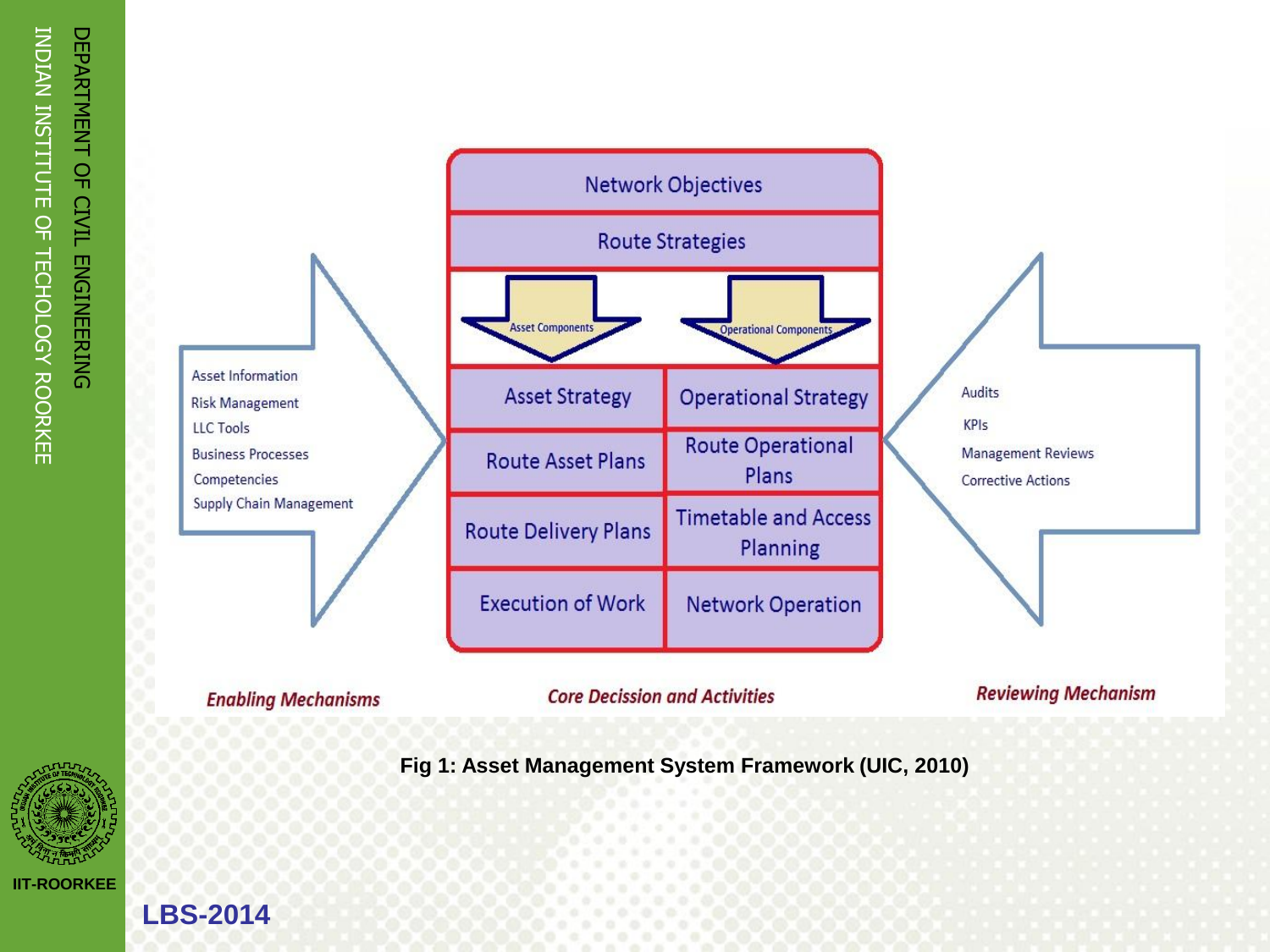Network Objectives

Route Strategies

Asset Components | Operational Components

| Asset Strategy | Operational Strategy |
|---|---|
| Route Asset Plans | Route Operational Plans |
| Route Delivery Plans | Timetable and Access Planning |
| Execution of Work | Network Operation |

**Enabling Mechanisms**

- Asset Information
- Risk Management
- LLC Tools
- Business Processes
- Competencies
- Supply Chain Management

**Core Decission and Activities**

**Reviewing Mechanism**

- Audits
- KPIs
- Management Reviews
- Corrective Actions

**Fig 1: Asset Management System Framework (UIC, 2010)**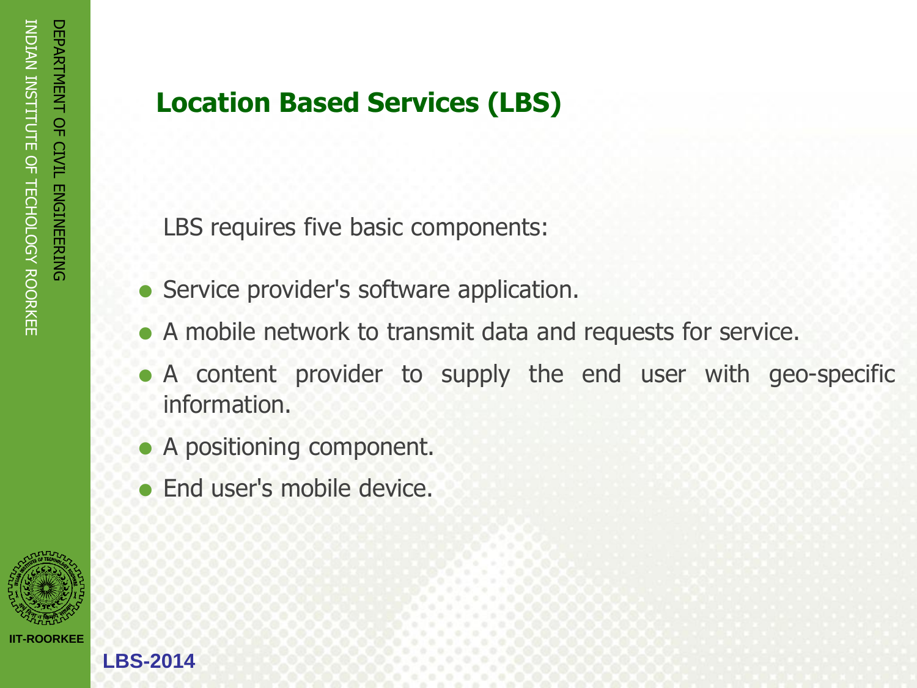## Location Based Services (LBS)

LBS requires five basic components:

- Service provider's software application.
- A mobile network to transmit data and requests for service.
- A content provider to supply the end user with geo-specific information.
- A positioning component.
- End user's mobile device.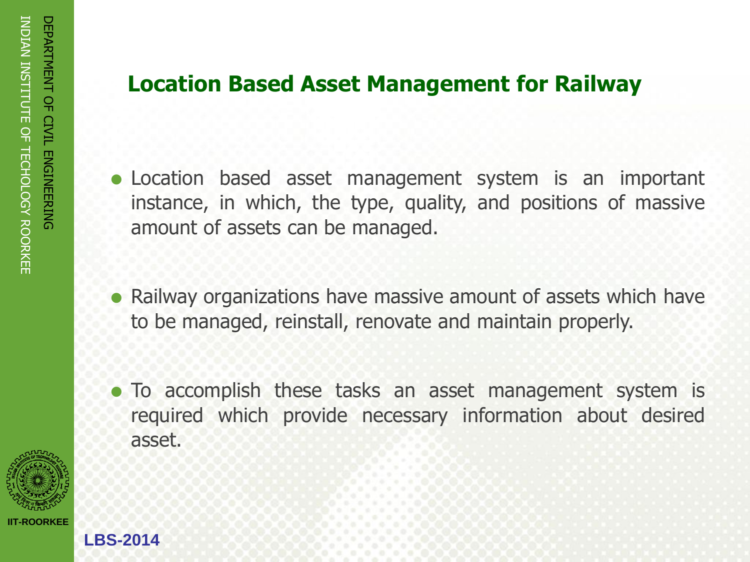## Location Based Asset Management for Railway

- Location based asset management system is an important instance, in which, the type, quality, and positions of massive amount of assets can be managed.
- Railway organizations have massive amount of assets which have to be managed, reinstall, renovate and maintain properly.
- To accomplish these tasks an asset management system is required which provide necessary information about desired asset.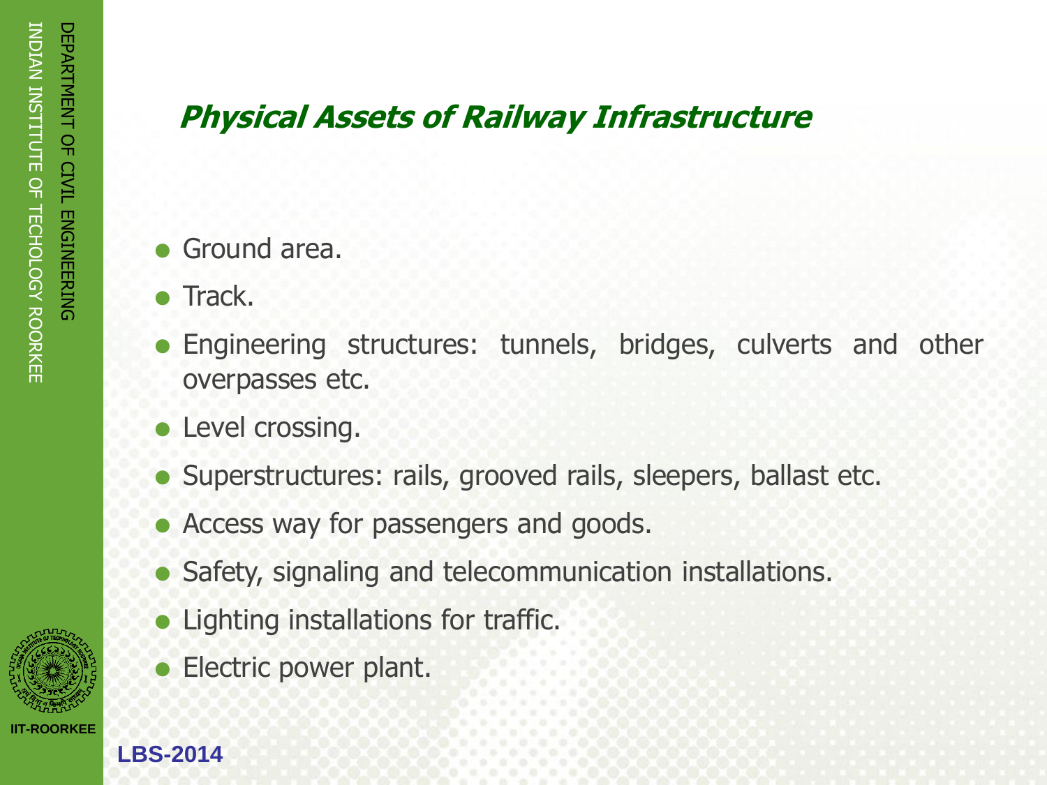## *Physical Assets of Railway Infrastructure*

- Ground area.
- Track.
- Engineering structures: tunnels, bridges, culverts and other overpasses etc.
- Level crossing.
- Superstructures: rails, grooved rails, sleepers, ballast etc.
- Access way for passengers and goods.
- Safety, signaling and telecommunication installations.
- Lighting installations for traffic.
- Electric power plant.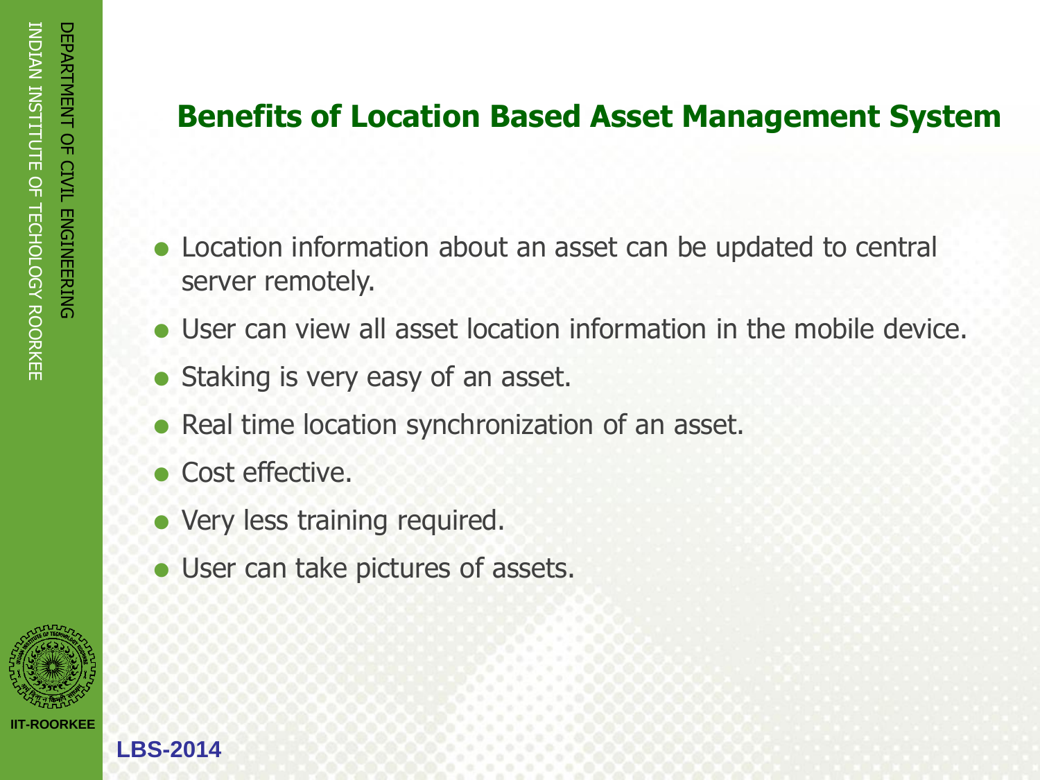## Benefits of Location Based Asset Management System

- Location information about an asset can be updated to central server remotely.
- User can view all asset location information in the mobile device.
- Staking is very easy of an asset.
- Real time location synchronization of an asset.
- Cost effective.
- Very less training required.
- User can take pictures of assets.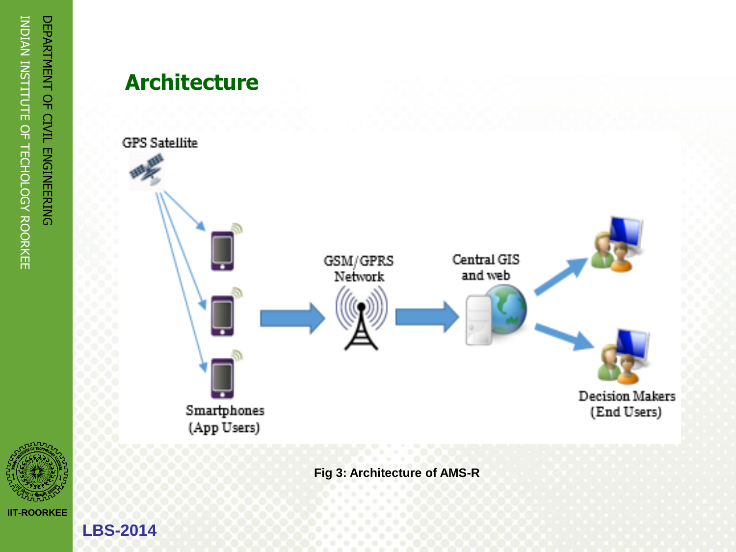## Architecture

GPS Satellite

Smartphones (App Users)

GSM/GPRS Network

Central GIS and web

Decision Makers (End Users)

Fig 3: Architecture of AMS-R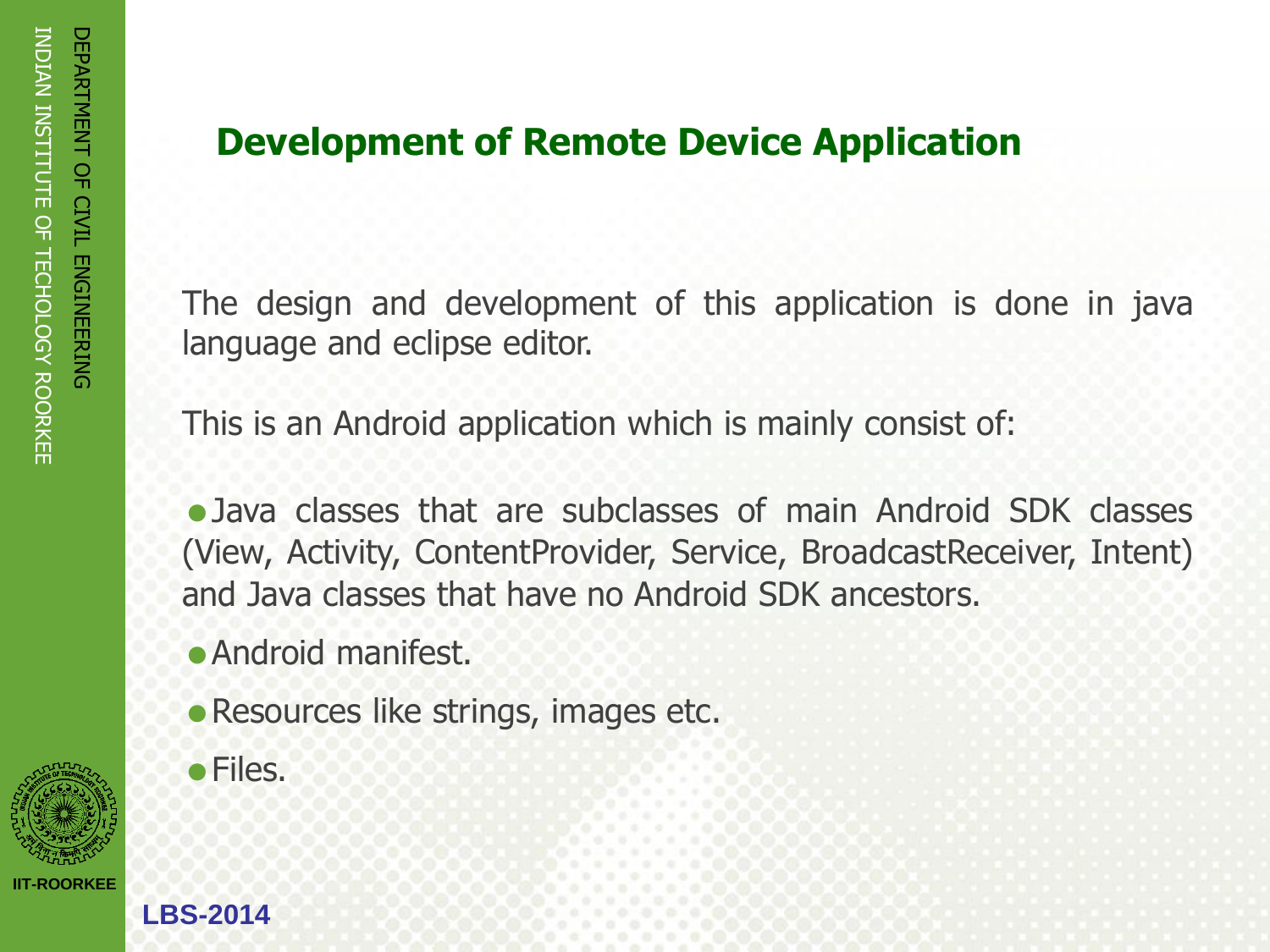## Development of Remote Device Application

The design and development of this application is done in java language and eclipse editor.

This is an Android application which is mainly consist of:

- Java classes that are subclasses of main Android SDK classes (View, Activity, ContentProvider, Service, BroadcastReceiver, Intent) and Java classes that have no Android SDK ancestors.
- Android manifest.
- Resources like strings, images etc.
- Files.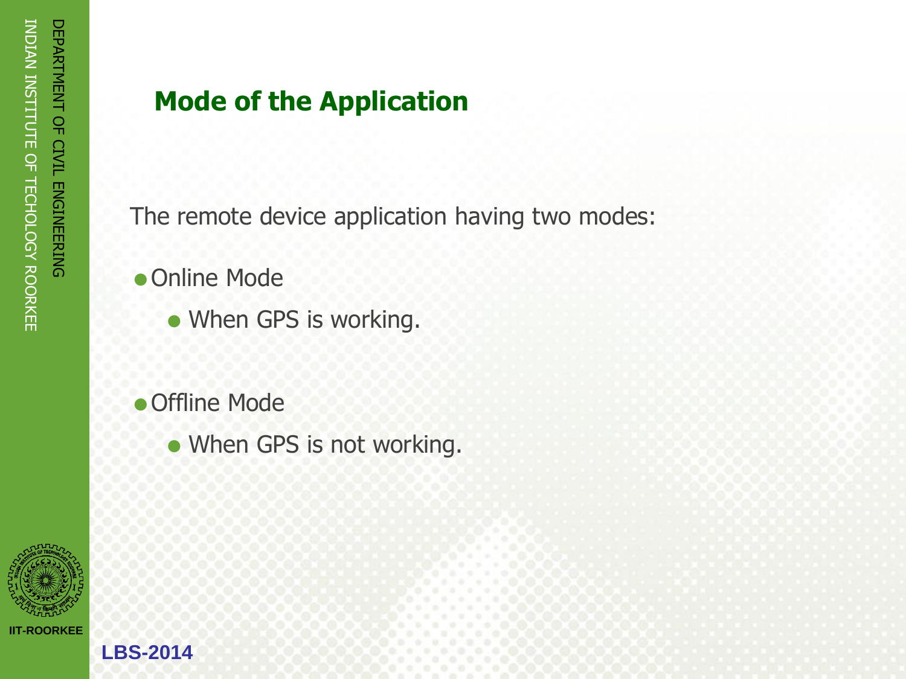## Mode of the Application

The remote device application having two modes:

- Online Mode
  - When GPS is working.
- Offline Mode
  - When GPS is not working.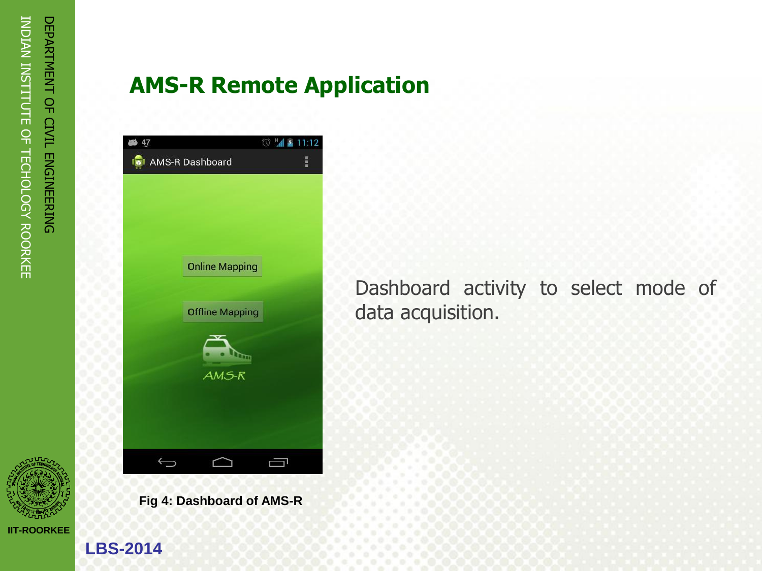## AMS-R Remote Application

Dashboard activity to select mode of data acquisition.

Fig 4: Dashboard of AMS-R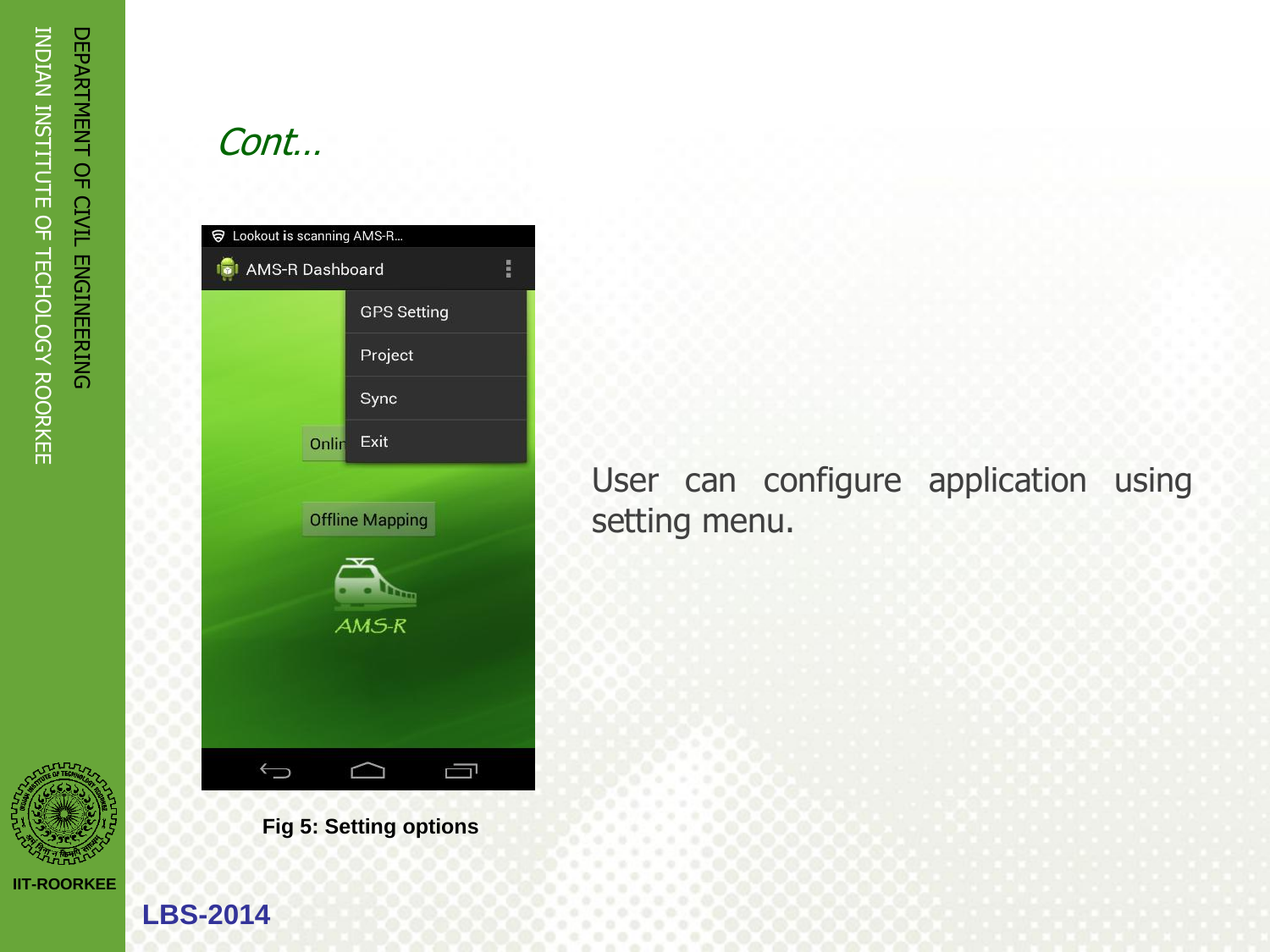## *Cont…*

User can configure application using setting menu.

Fig 5: Setting options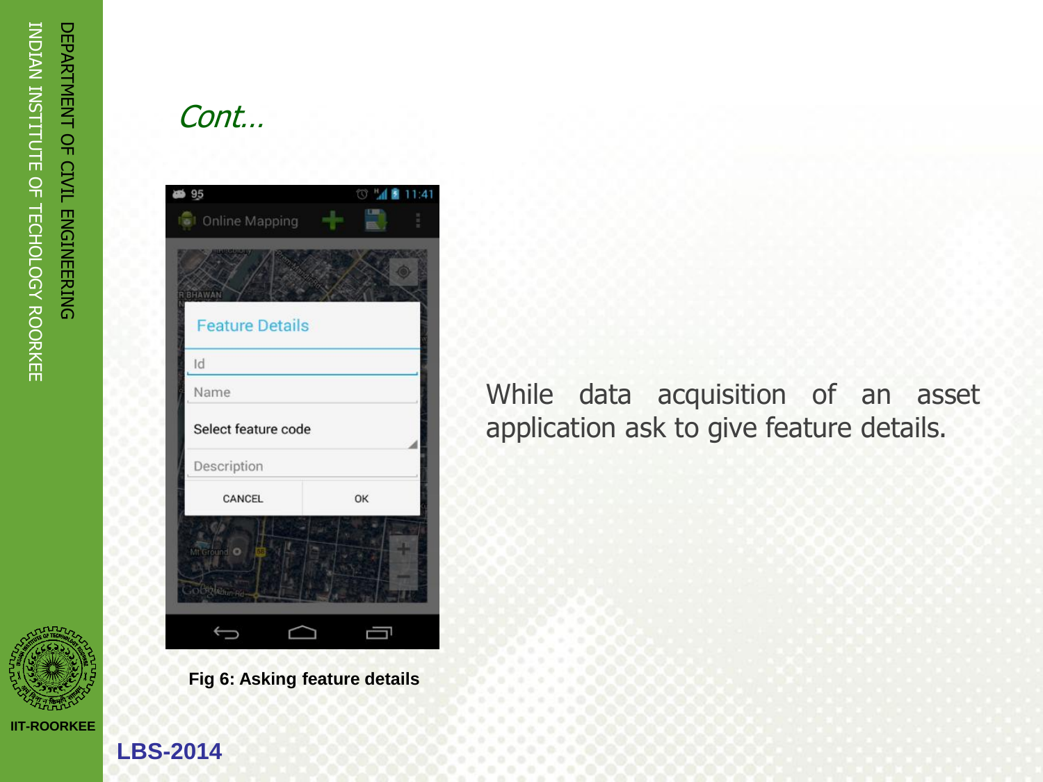## *Cont…*

Fig 6: Asking feature details

While data acquisition of an asset application ask to give feature details.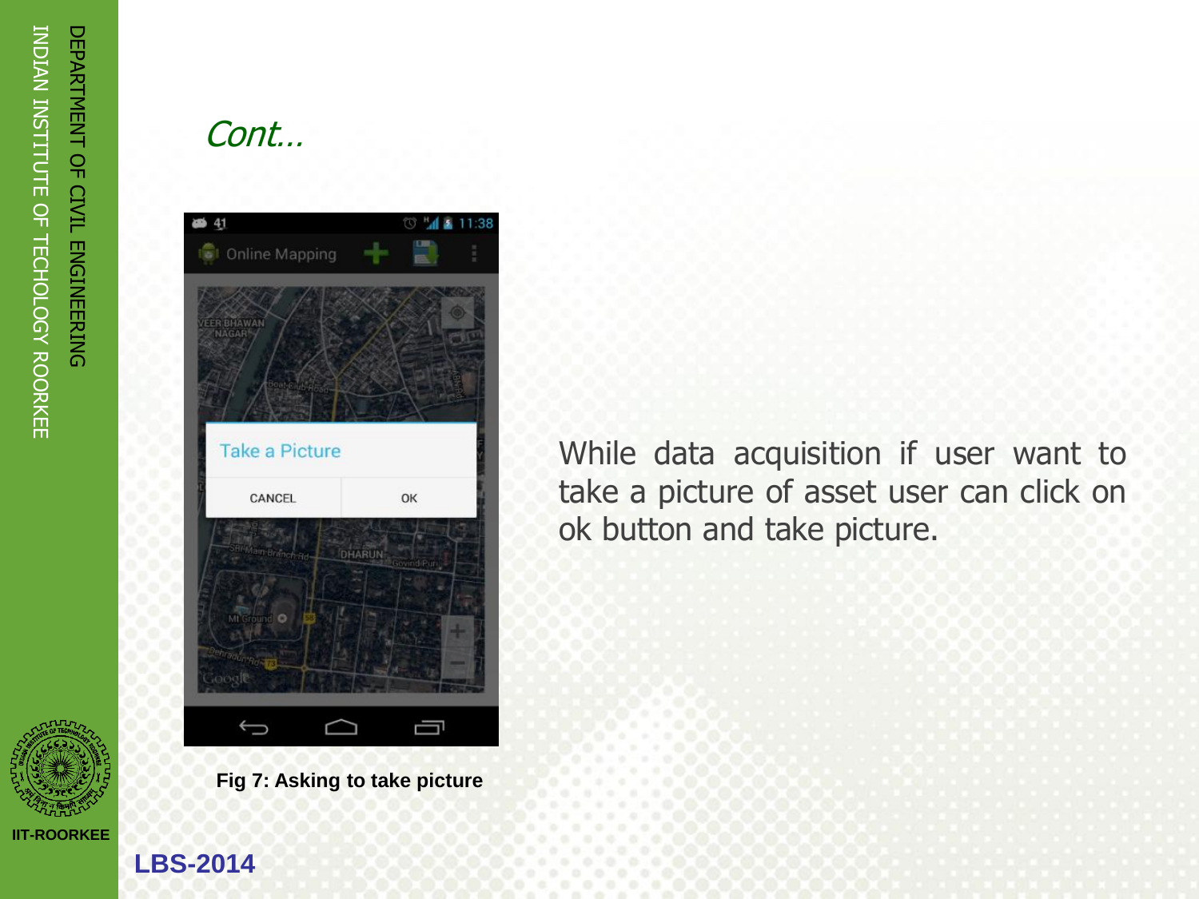## *Cont…*

While data acquisition if user want to take a picture of asset user can click on ok button and take picture.

**Fig 7: Asking to take picture**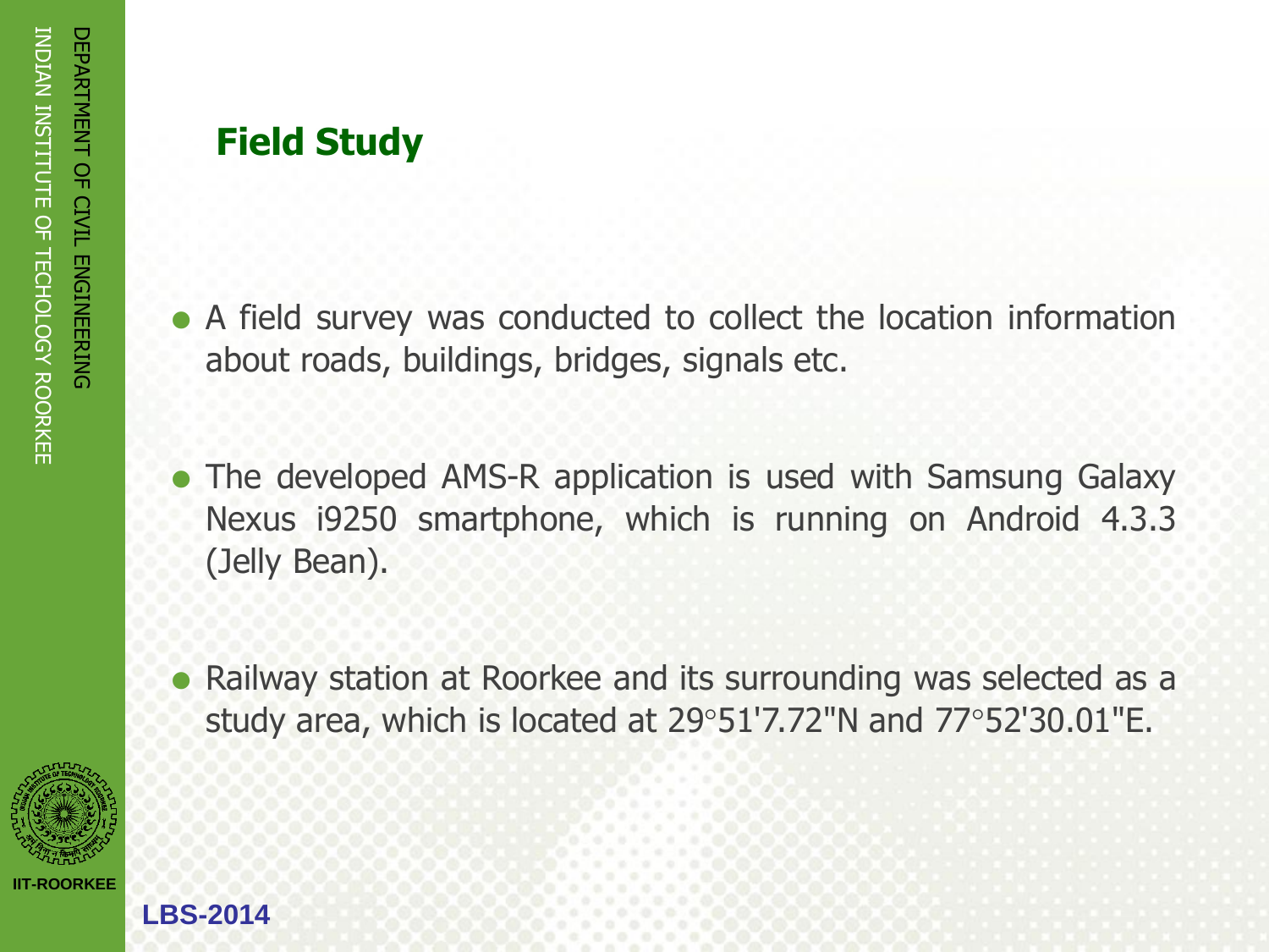## Field Study

- A field survey was conducted to collect the location information about roads, buildings, bridges, signals etc.

- The developed AMS-R application is used with Samsung Galaxy Nexus i9250 smartphone, which is running on Android 4.3.3 (Jelly Bean).

- Railway station at Roorkee and its surrounding was selected as a study area, which is located at 29◦51'7.72"N and 77◦52'30.01"E.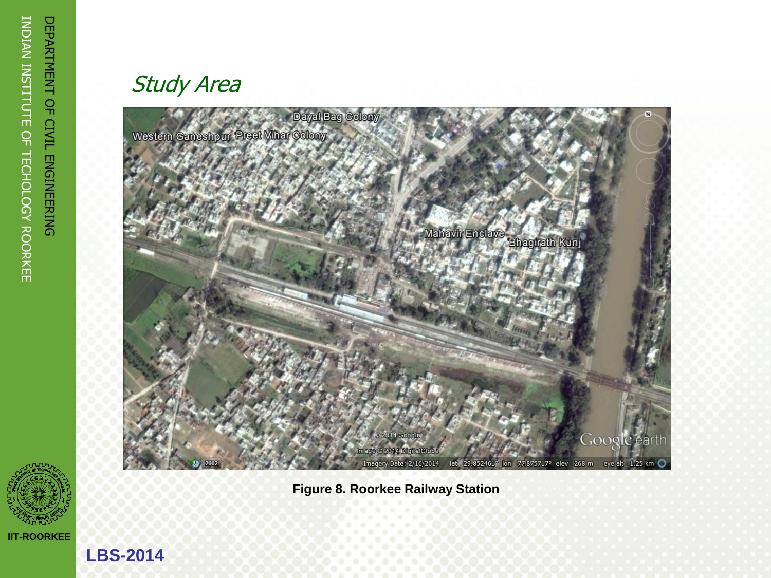## *Study Area*

**Figure 8. Roorkee Railway Station**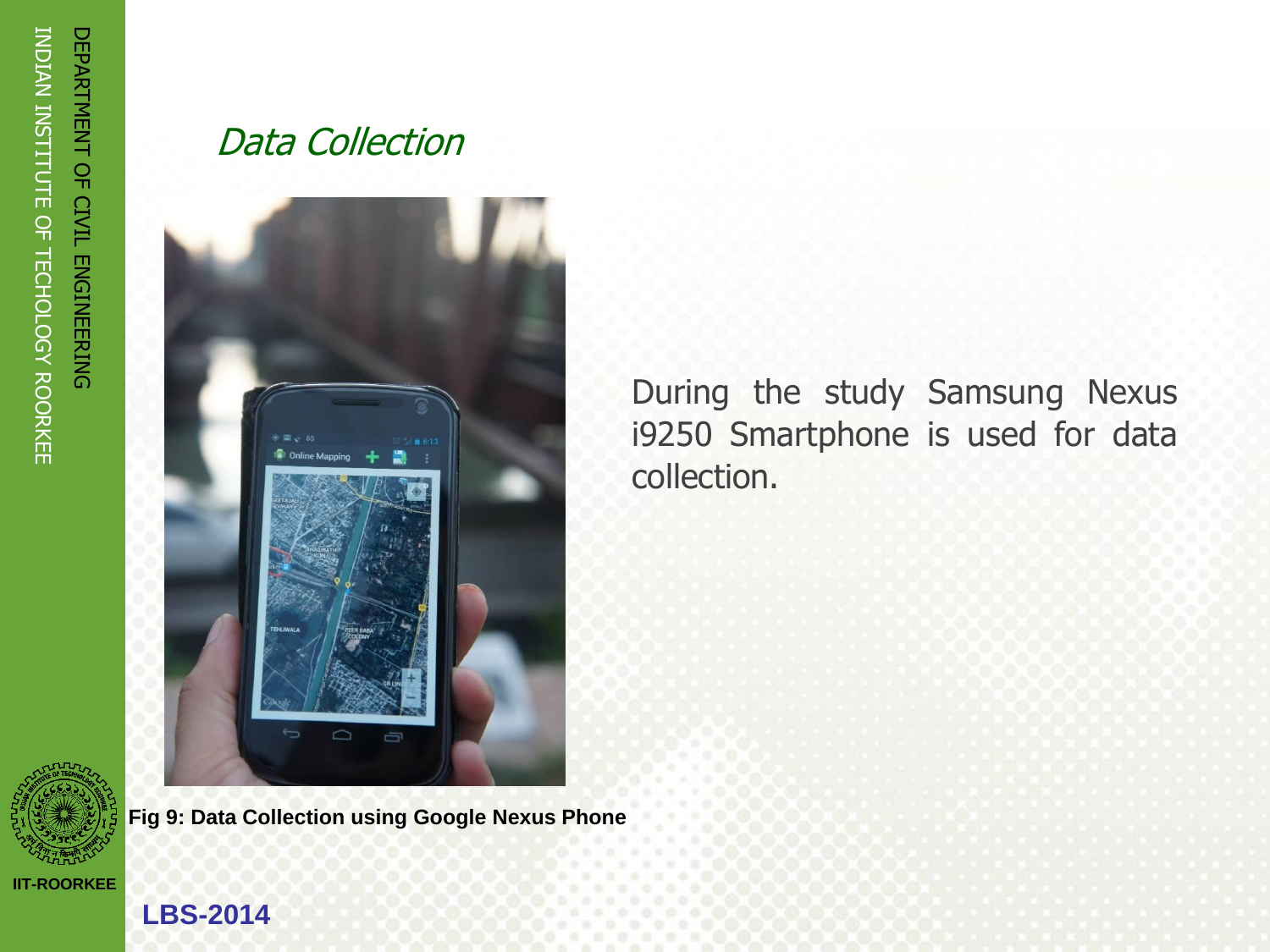## *Data Collection*

During the study Samsung Nexus i9250 Smartphone is used for data collection.

**Fig 9: Data Collection using Google Nexus Phone**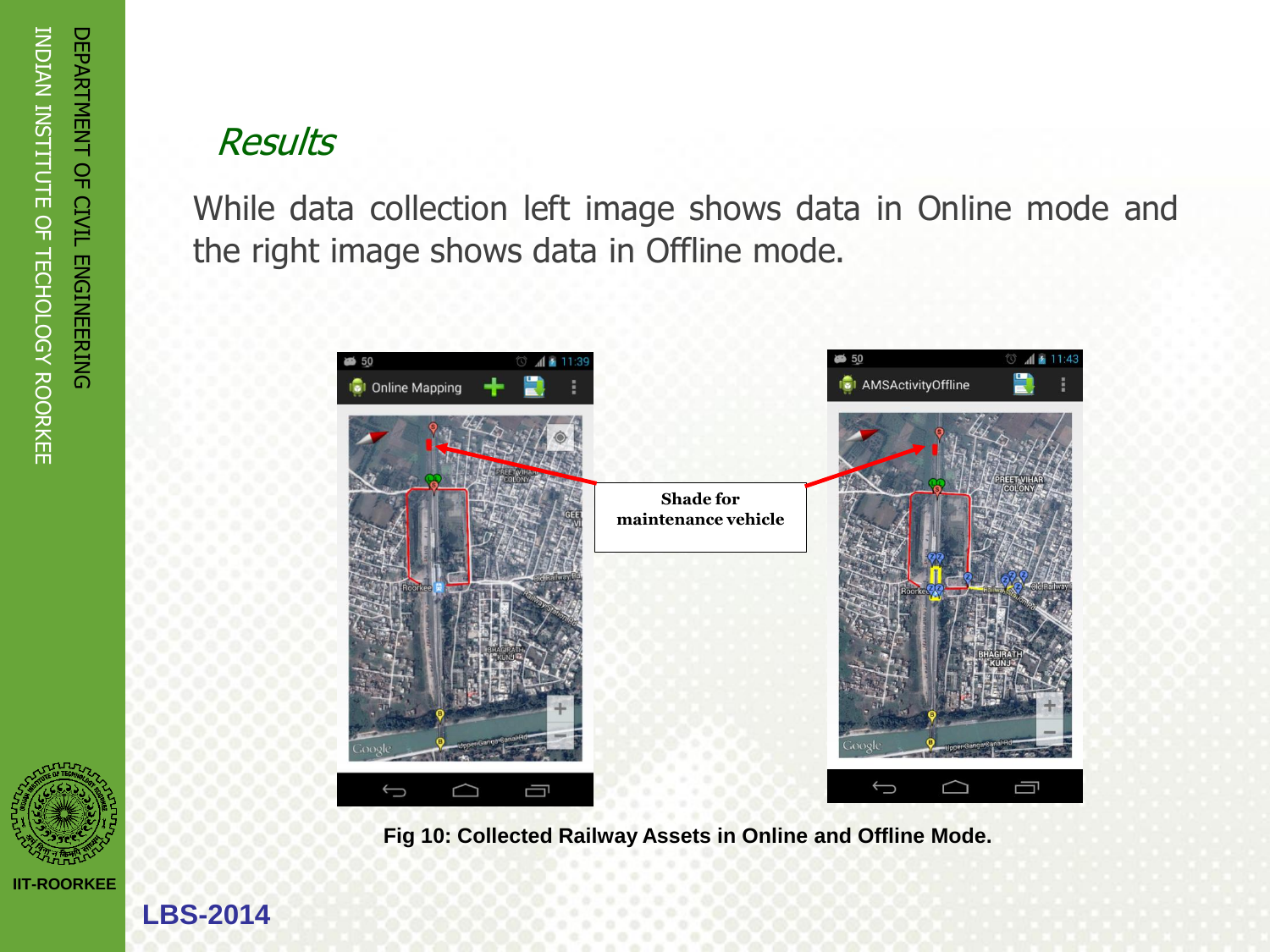## Results

While data collection left image shows data in Online mode and the right image shows data in Offline mode.

Shade for maintenance vehicle

**Fig 10: Collected Railway Assets in Online and Offline Mode.**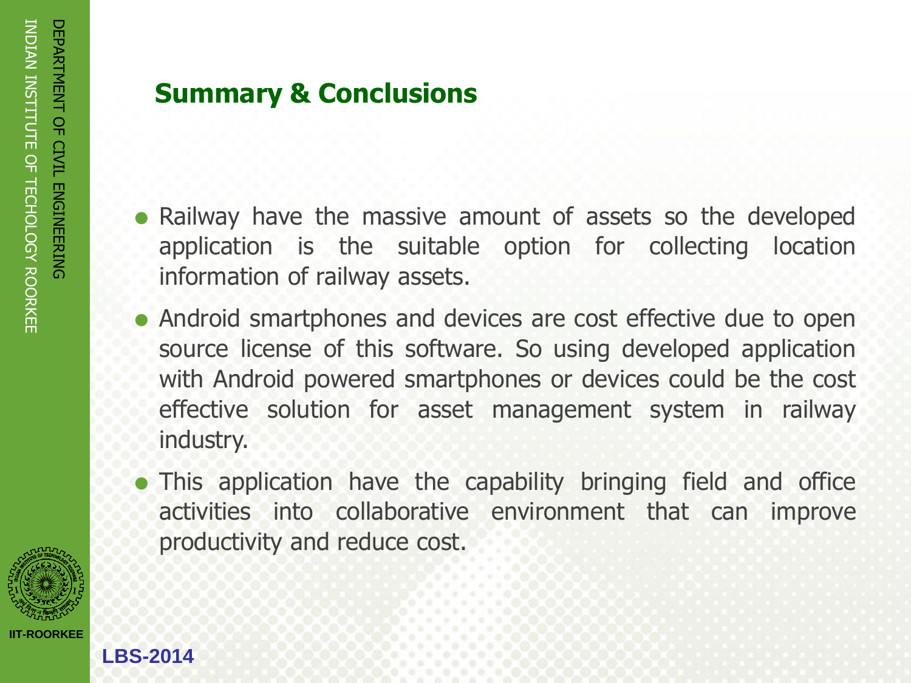## Summary & Conclusions

- Railway have the massive amount of assets so the developed application is the suitable option for collecting location information of railway assets.
- Android smartphones and devices are cost effective due to open source license of this software. So using developed application with Android powered smartphones or devices could be the cost effective solution for asset management system in railway industry.
- This application have the capability bringing field and office activities into collaborative environment that can improve productivity and reduce cost.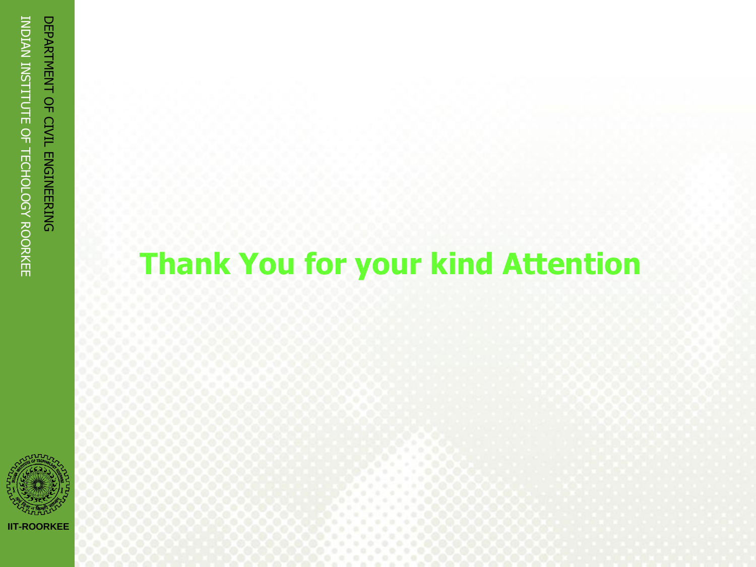# Thank You for your kind Attention